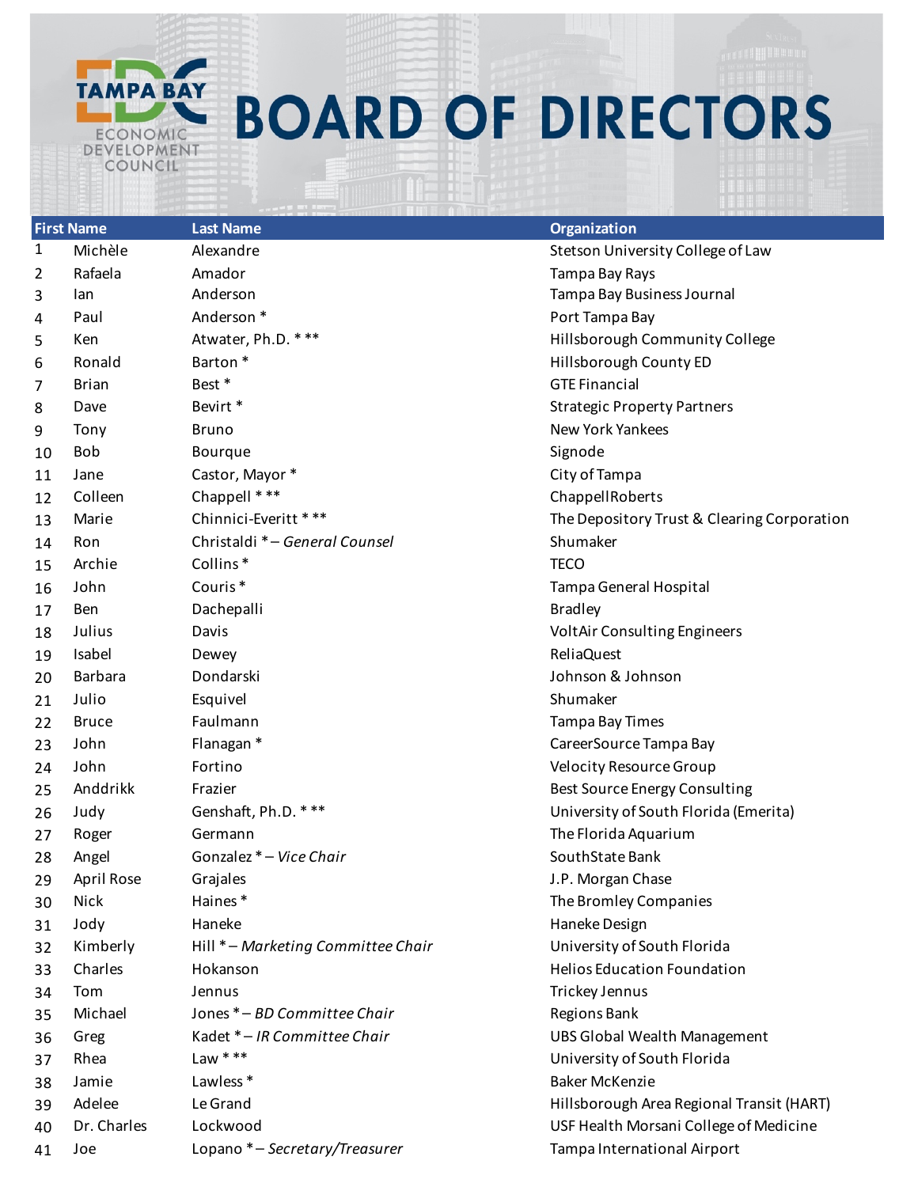# TAMPA BAY ECONOMIC DEVELOPMENT COUNCIL BOARD OF DIRECTORS

| | First Name | Last Name | Organization |
|---|---|---|---|
| 1 | Michèle | Alexandre | Stetson University College of Law |
| 2 | Rafaela | Amador | Tampa Bay Rays |
| 3 | Ian | Anderson | Tampa Bay Business Journal |
| 4 | Paul | Anderson * | Port Tampa Bay |
| 5 | Ken | Atwater, Ph.D. * ** | Hillsborough Community College |
| 6 | Ronald | Barton * | Hillsborough County ED |
| 7 | Brian | Best * | GTE Financial |
| 8 | Dave | Bevirt * | Strategic Property Partners |
| 9 | Tony | Bruno | New York Yankees |
| 10 | Bob | Bourque | Signode |
| 11 | Jane | Castor, Mayor * | City of Tampa |
| 12 | Colleen | Chappell * ** | ChappellRoberts |
| 13 | Marie | Chinnici-Everitt * ** | The Depository Trust & Clearing Corporation |
| 14 | Ron | Christaldi * – *General Counsel* | Shumaker |
| 15 | Archie | Collins * | TECO |
| 16 | John | Couris * | Tampa General Hospital |
| 17 | Ben | Dachepalli | Bradley |
| 18 | Julius | Davis | VoltAir Consulting Engineers |
| 19 | Isabel | Dewey | ReliaQuest |
| 20 | Barbara | Dondarski | Johnson & Johnson |
| 21 | Julio | Esquivel | Shumaker |
| 22 | Bruce | Faulmann | Tampa Bay Times |
| 23 | John | Flanagan * | CareerSource Tampa Bay |
| 24 | John | Fortino | Velocity Resource Group |
| 25 | Anddrikk | Frazier | Best Source Energy Consulting |
| 26 | Judy | Genshaft, Ph.D. * ** | University of South Florida (Emerita) |
| 27 | Roger | Germann | The Florida Aquarium |
| 28 | Angel | Gonzalez * – *Vice Chair* | SouthState Bank |
| 29 | April Rose | Grajales | J.P. Morgan Chase |
| 30 | Nick | Haines * | The Bromley Companies |
| 31 | Jody | Haneke | Haneke Design |
| 32 | Kimberly | Hill * – *Marketing Committee Chair* | University of South Florida |
| 33 | Charles | Hokanson | Helios Education Foundation |
| 34 | Tom | Jennus | Trickey Jennus |
| 35 | Michael | Jones * – *BD Committee Chair* | Regions Bank |
| 36 | Greg | Kadet * – *IR Committee Chair* | UBS Global Wealth Management |
| 37 | Rhea | Law * ** | University of South Florida |
| 38 | Jamie | Lawless * | Baker McKenzie |
| 39 | Adelee | Le Grand | Hillsborough Area Regional Transit (HART) |
| 40 | Dr. Charles | Lockwood | USF Health Morsani College of Medicine |
| 41 | Joe | Lopano * – *Secretary/Treasurer* | Tampa International Airport |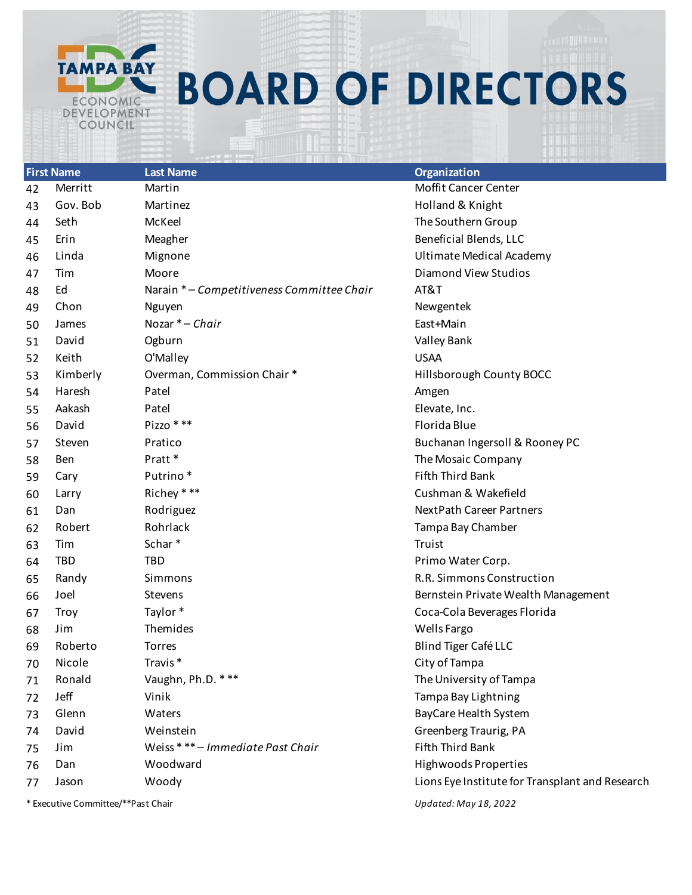# TAMPA BAY ECONOMIC DEVELOPMENT COUNCIL BOARD OF DIRECTORS

| | First Name | Last Name | Organization |
|---|---|---|---|
| 42 | Merritt | Martin | Moffit Cancer Center |
| 43 | Gov. Bob | Martinez | Holland & Knight |
| 44 | Seth | McKeel | The Southern Group |
| 45 | Erin | Meagher | Beneficial Blends, LLC |
| 46 | Linda | Mignone | Ultimate Medical Academy |
| 47 | Tim | Moore | Diamond View Studios |
| 48 | Ed | Narain * – *Competitiveness Committee Chair* | AT&T |
| 49 | Chon | Nguyen | Newgentek |
| 50 | James | Nozar * – *Chair* | East+Main |
| 51 | David | Ogburn | Valley Bank |
| 52 | Keith | O'Malley | USAA |
| 53 | Kimberly | Overman, Commission Chair * | Hillsborough County BOCC |
| 54 | Haresh | Patel | Amgen |
| 55 | Aakash | Patel | Elevate, Inc. |
| 56 | David | Pizzo * ** | Florida Blue |
| 57 | Steven | Pratico | Buchanan Ingersoll & Rooney PC |
| 58 | Ben | Pratt * | The Mosaic Company |
| 59 | Cary | Putrino * | Fifth Third Bank |
| 60 | Larry | Richey * ** | Cushman & Wakefield |
| 61 | Dan | Rodriguez | NextPath Career Partners |
| 62 | Robert | Rohrlack | Tampa Bay Chamber |
| 63 | Tim | Schar * | Truist |
| 64 | TBD | TBD | Primo Water Corp. |
| 65 | Randy | Simmons | R.R. Simmons Construction |
| 66 | Joel | Stevens | Bernstein Private Wealth Management |
| 67 | Troy | Taylor * | Coca-Cola Beverages Florida |
| 68 | Jim | Themides | Wells Fargo |
| 69 | Roberto | Torres | Blind Tiger Café LLC |
| 70 | Nicole | Travis * | City of Tampa |
| 71 | Ronald | Vaughn, Ph.D. * ** | The University of Tampa |
| 72 | Jeff | Vinik | Tampa Bay Lightning |
| 73 | Glenn | Waters | BayCare Health System |
| 74 | David | Weinstein | Greenberg Traurig, PA |
| 75 | Jim | Weiss * ** – *Immediate Past Chair* | Fifth Third Bank |
| 76 | Dan | Woodward | Highwoods Properties |
| 77 | Jason | Woody | Lions Eye Institute for Transplant and Research |

* Executive Committee/**Past Chair

*Updated: May 18, 2022*